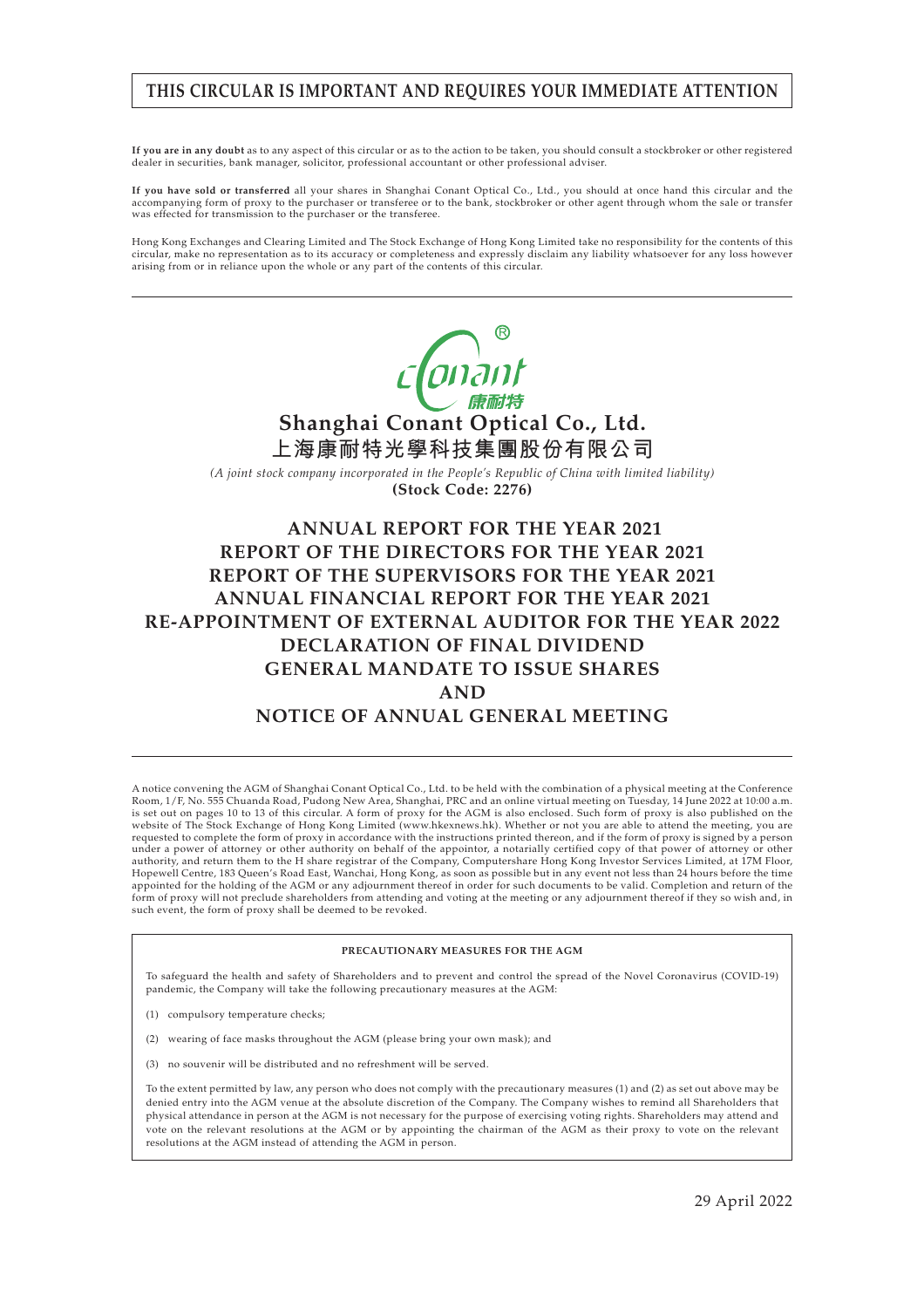**THIS CIRCULAR IS IMPORTANT AND REQUIRES YOUR IMMEDIATE ATTENTION**

**If you are in any doubt** as to any aspect of this circular or as to the action to be taken, you should consult a stockbroker or other registered dealer in securities, bank manager, solicitor, professional accountant or other professional adviser.

**If you have sold or transferred** all your shares in Shanghai Conant Optical Co., Ltd., you should at once hand this circular and the accompanying form of proxy to the purchaser or transferee or to the bank, stockbroker or other agent through whom the sale or transfer was effected for transmission to the purchaser or the transferee.

Hong Kong Exchanges and Clearing Limited and The Stock Exchange of Hong Kong Limited take no responsibility for the contents of this circular, make no representation as to its accuracy or completeness and expressly disclaim any liability whatsoever for any loss however arising from or in reliance upon the whole or any part of the contents of this circular.

# Shanghai Conant Optical Co., Ltd.
# 上海康耐特光學科技集團股份有限公司

*(A joint stock company incorporated in the People's Republic of China with limited liability)*

**(Stock Code: 2276)**

## ANNUAL REPORT FOR THE YEAR 2021
## REPORT OF THE DIRECTORS FOR THE YEAR 2021
## REPORT OF THE SUPERVISORS FOR THE YEAR 2021
## ANNUAL FINANCIAL REPORT FOR THE YEAR 2021
## RE-APPOINTMENT OF EXTERNAL AUDITOR FOR THE YEAR 2022
## DECLARATION OF FINAL DIVIDEND
## GENERAL MANDATE TO ISSUE SHARES
## AND
## NOTICE OF ANNUAL GENERAL MEETING

A notice convening the AGM of Shanghai Conant Optical Co., Ltd. to be held with the combination of a physical meeting at the Conference Room, 1/F, No. 555 Chuanda Road, Pudong New Area, Shanghai, PRC and an online virtual meeting on Tuesday, 14 June 2022 at 10:00 a.m. is set out on pages 10 to 13 of this circular. A form of proxy for the AGM is also enclosed. Such form of proxy is also published on the website of The Stock Exchange of Hong Kong Limited (www.hkexnews.hk). Whether or not you are able to attend the meeting, you are requested to complete the form of proxy in accordance with the instructions printed thereon, and if the form of proxy is signed by a person under a power of attorney or other authority on behalf of the appointor, a notarially certified copy of that power of attorney or other authority, and return them to the H share registrar of the Company, Computershare Hong Kong Investor Services Limited, at 17M Floor, Hopewell Centre, 183 Queen's Road East, Wanchai, Hong Kong, as soon as possible but in any event not less than 24 hours before the time appointed for the holding of the AGM or any adjournment thereof in order for such documents to be valid. Completion and return of the form of proxy will not preclude shareholders from attending and voting at the meeting or any adjournment thereof if they so wish and, in such event, the form of proxy shall be deemed to be revoked.

**PRECAUTIONARY MEASURES FOR THE AGM**

To safeguard the health and safety of Shareholders and to prevent and control the spread of the Novel Coronavirus (COVID-19) pandemic, the Company will take the following precautionary measures at the AGM:

(1) compulsory temperature checks;

(2) wearing of face masks throughout the AGM (please bring your own mask); and

(3) no souvenir will be distributed and no refreshment will be served.

To the extent permitted by law, any person who does not comply with the precautionary measures (1) and (2) as set out above may be denied entry into the AGM venue at the absolute discretion of the Company. The Company wishes to remind all Shareholders that physical attendance in person at the AGM is not necessary for the purpose of exercising voting rights. Shareholders may attend and vote on the relevant resolutions at the AGM or by appointing the chairman of the AGM as their proxy to vote on the relevant resolutions at the AGM instead of attending the AGM in person.

29 April 2022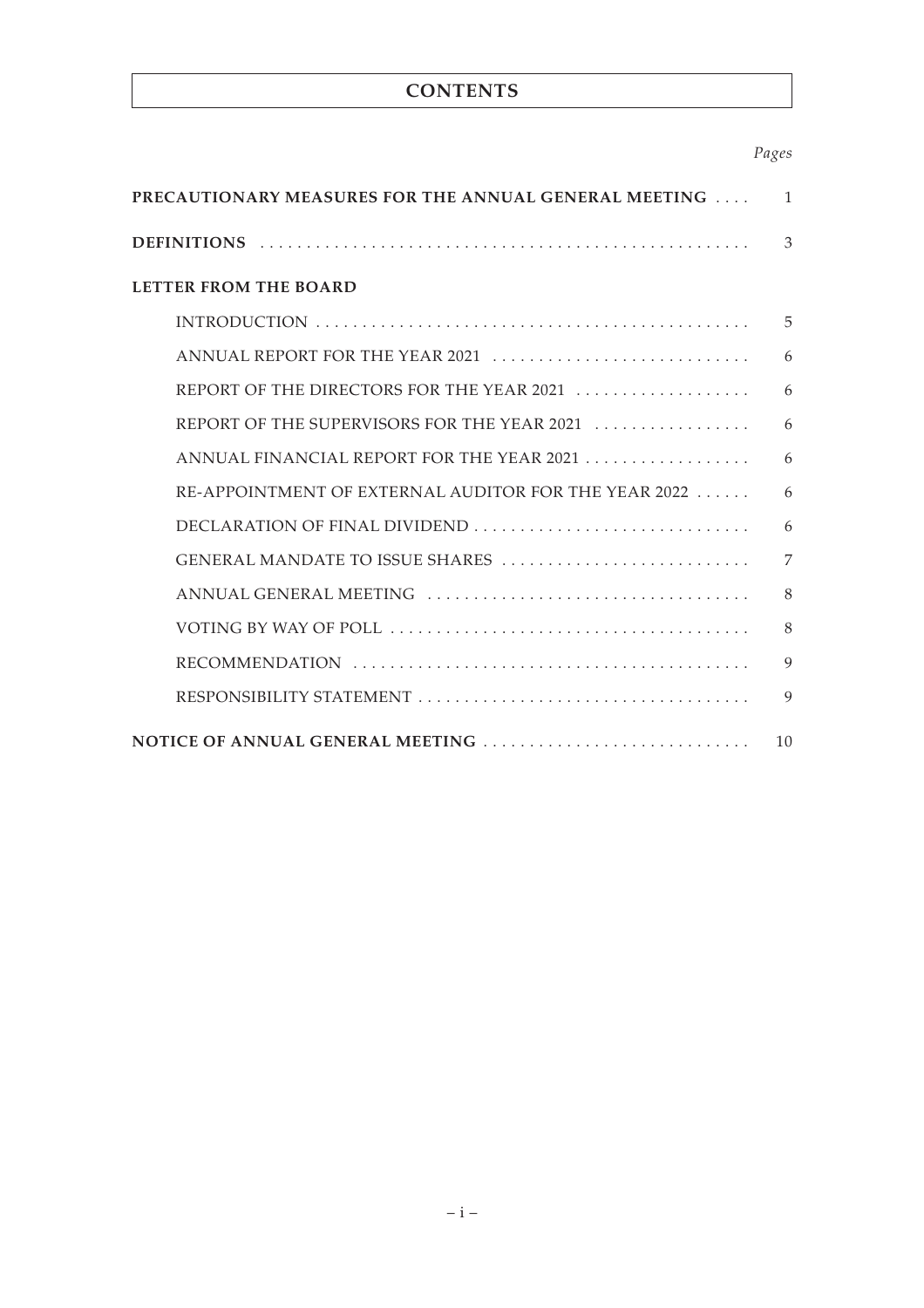# CONTENTS

| | *Pages* |
|---|---|
| **PRECAUTIONARY MEASURES FOR THE ANNUAL GENERAL MEETING** | 1 |
| **DEFINITIONS** | 3 |
| **LETTER FROM THE BOARD** | |
| INTRODUCTION | 5 |
| ANNUAL REPORT FOR THE YEAR 2021 | 6 |
| REPORT OF THE DIRECTORS FOR THE YEAR 2021 | 6 |
| REPORT OF THE SUPERVISORS FOR THE YEAR 2021 | 6 |
| ANNUAL FINANCIAL REPORT FOR THE YEAR 2021 | 6 |
| RE-APPOINTMENT OF EXTERNAL AUDITOR FOR THE YEAR 2022 | 6 |
| DECLARATION OF FINAL DIVIDEND | 6 |
| GENERAL MANDATE TO ISSUE SHARES | 7 |
| ANNUAL GENERAL MEETING | 8 |
| VOTING BY WAY OF POLL | 8 |
| RECOMMENDATION | 9 |
| RESPONSIBILITY STATEMENT | 9 |
| **NOTICE OF ANNUAL GENERAL MEETING** | 10 |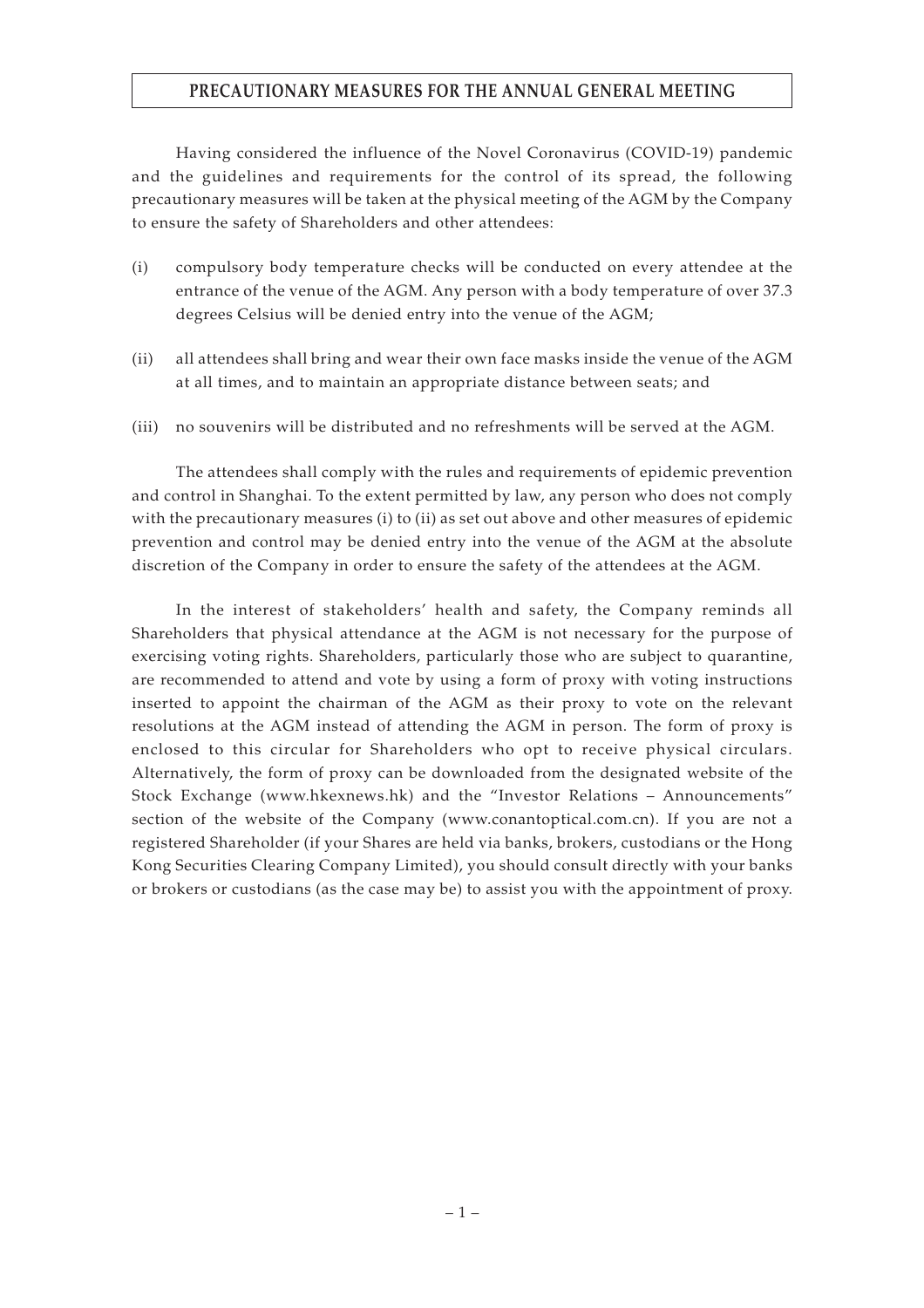# PRECAUTIONARY MEASURES FOR THE ANNUAL GENERAL MEETING

Having considered the influence of the Novel Coronavirus (COVID-19) pandemic and the guidelines and requirements for the control of its spread, the following precautionary measures will be taken at the physical meeting of the AGM by the Company to ensure the safety of Shareholders and other attendees:

(i) compulsory body temperature checks will be conducted on every attendee at the entrance of the venue of the AGM. Any person with a body temperature of over 37.3 degrees Celsius will be denied entry into the venue of the AGM;

(ii) all attendees shall bring and wear their own face masks inside the venue of the AGM at all times, and to maintain an appropriate distance between seats; and

(iii) no souvenirs will be distributed and no refreshments will be served at the AGM.

The attendees shall comply with the rules and requirements of epidemic prevention and control in Shanghai. To the extent permitted by law, any person who does not comply with the precautionary measures (i) to (ii) as set out above and other measures of epidemic prevention and control may be denied entry into the venue of the AGM at the absolute discretion of the Company in order to ensure the safety of the attendees at the AGM.

In the interest of stakeholders' health and safety, the Company reminds all Shareholders that physical attendance at the AGM is not necessary for the purpose of exercising voting rights. Shareholders, particularly those who are subject to quarantine, are recommended to attend and vote by using a form of proxy with voting instructions inserted to appoint the chairman of the AGM as their proxy to vote on the relevant resolutions at the AGM instead of attending the AGM in person. The form of proxy is enclosed to this circular for Shareholders who opt to receive physical circulars. Alternatively, the form of proxy can be downloaded from the designated website of the Stock Exchange (www.hkexnews.hk) and the "Investor Relations – Announcements" section of the website of the Company (www.conantoptical.com.cn). If you are not a registered Shareholder (if your Shares are held via banks, brokers, custodians or the Hong Kong Securities Clearing Company Limited), you should consult directly with your banks or brokers or custodians (as the case may be) to assist you with the appointment of proxy.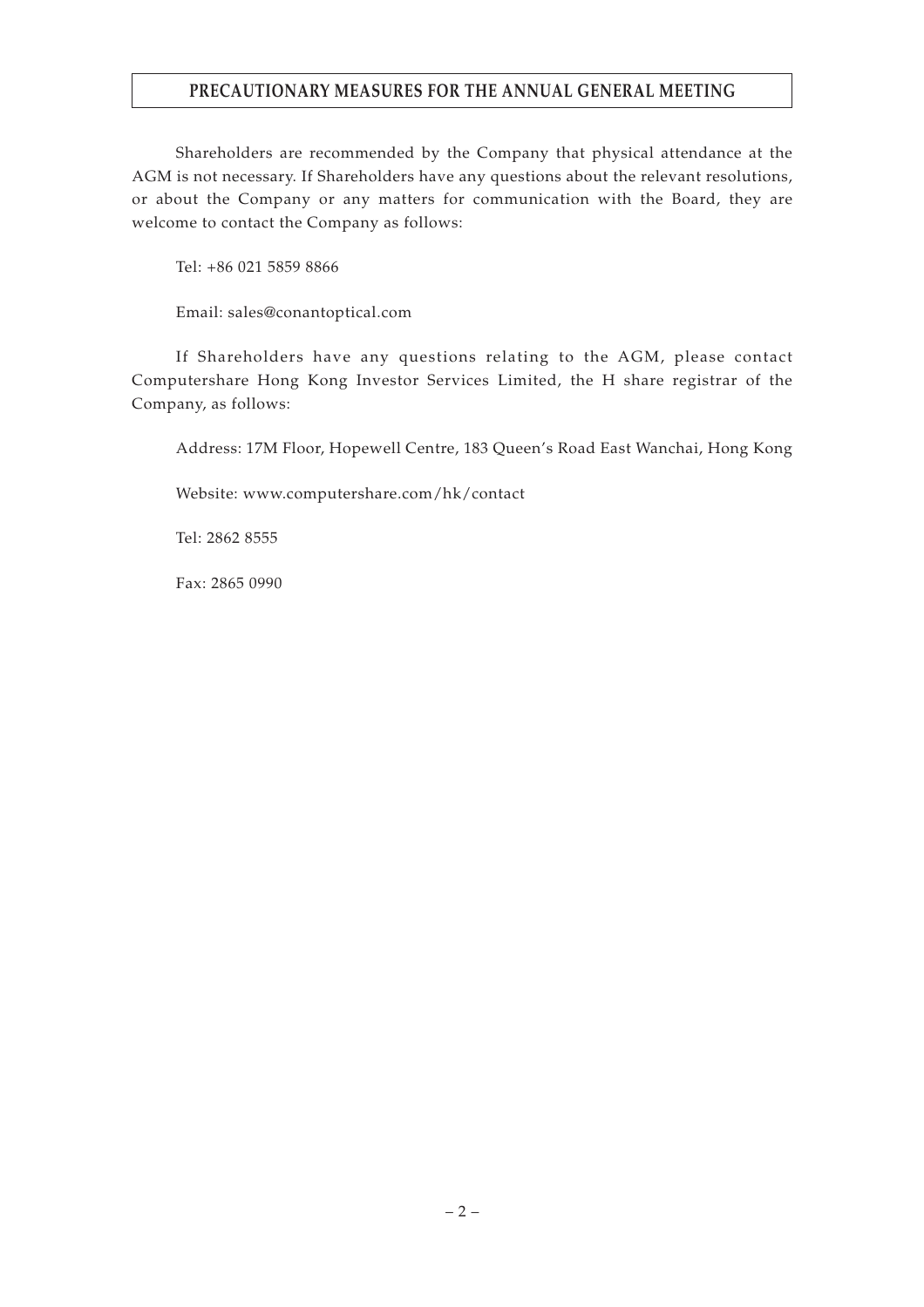## PRECAUTIONARY MEASURES FOR THE ANNUAL GENERAL MEETING

Shareholders are recommended by the Company that physical attendance at the AGM is not necessary. If Shareholders have any questions about the relevant resolutions, or about the Company or any matters for communication with the Board, they are welcome to contact the Company as follows:

Tel: +86 021 5859 8866

Email: sales@conantoptical.com

If Shareholders have any questions relating to the AGM, please contact Computershare Hong Kong Investor Services Limited, the H share registrar of the Company, as follows:

Address: 17M Floor, Hopewell Centre, 183 Queen's Road East Wanchai, Hong Kong

Website: www.computershare.com/hk/contact

Tel: 2862 8555

Fax: 2865 0990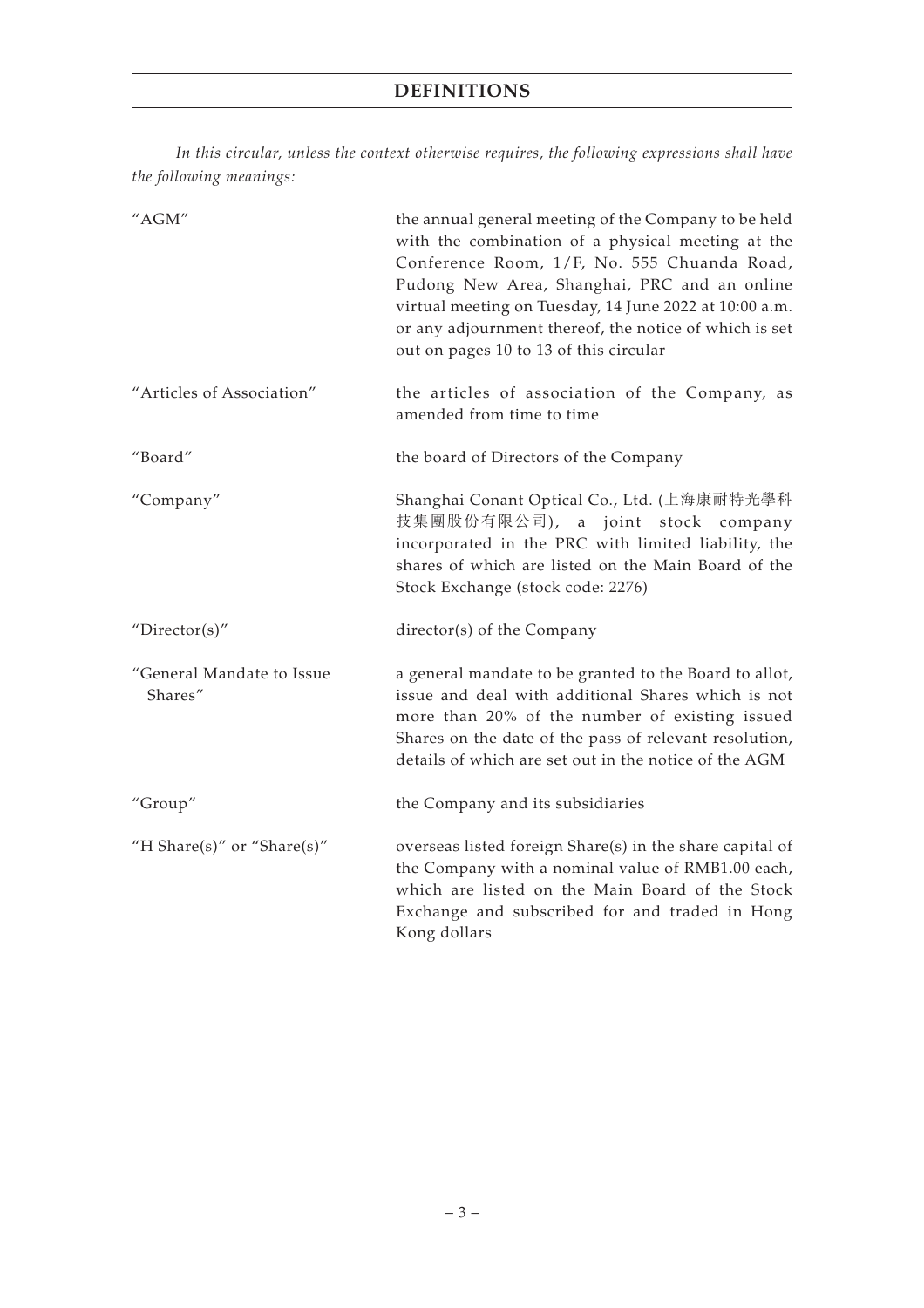# DEFINITIONS

*In this circular, unless the context otherwise requires, the following expressions shall have the following meanings:*

| | |
|---|---|
| "AGM" | the annual general meeting of the Company to be held with the combination of a physical meeting at the Conference Room, 1/F, No. 555 Chuanda Road, Pudong New Area, Shanghai, PRC and an online virtual meeting on Tuesday, 14 June 2022 at 10:00 a.m. or any adjournment thereof, the notice of which is set out on pages 10 to 13 of this circular |
| "Articles of Association" | the articles of association of the Company, as amended from time to time |
| "Board" | the board of Directors of the Company |
| "Company" | Shanghai Conant Optical Co., Ltd. (上海康耐特光學科技集團股份有限公司), a joint stock company incorporated in the PRC with limited liability, the shares of which are listed on the Main Board of the Stock Exchange (stock code: 2276) |
| "Director(s)" | director(s) of the Company |
| "General Mandate to Issue Shares" | a general mandate to be granted to the Board to allot, issue and deal with additional Shares which is not more than 20% of the number of existing issued Shares on the date of the pass of relevant resolution, details of which are set out in the notice of the AGM |
| "Group" | the Company and its subsidiaries |
| "H Share(s)" or "Share(s)" | overseas listed foreign Share(s) in the share capital of the Company with a nominal value of RMB1.00 each, which are listed on the Main Board of the Stock Exchange and subscribed for and traded in Hong Kong dollars |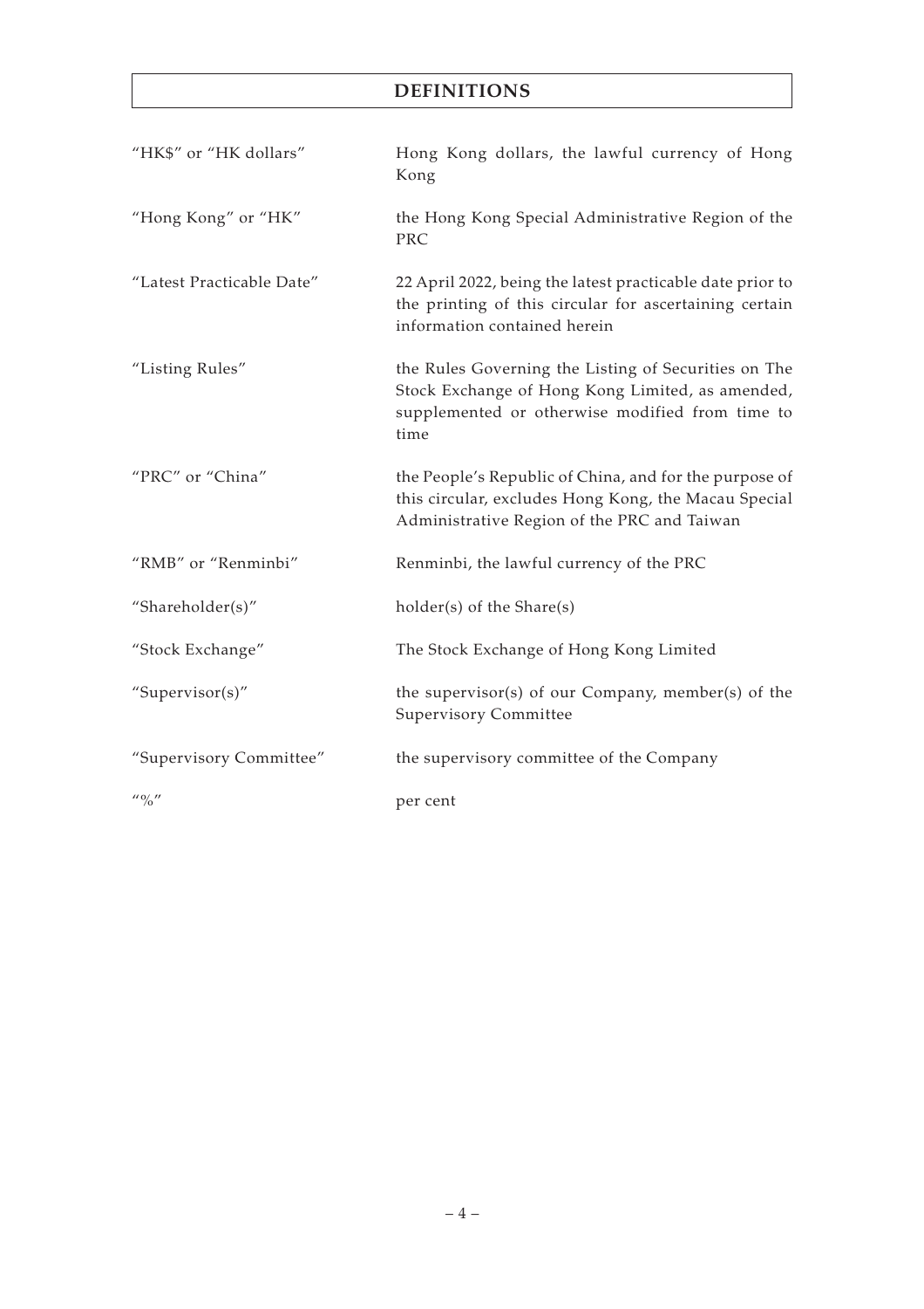# DEFINITIONS

| | |
|---|---|
| "HK$" or "HK dollars" | Hong Kong dollars, the lawful currency of Hong Kong |
| "Hong Kong" or "HK" | the Hong Kong Special Administrative Region of the PRC |
| "Latest Practicable Date" | 22 April 2022, being the latest practicable date prior to the printing of this circular for ascertaining certain information contained herein |
| "Listing Rules" | the Rules Governing the Listing of Securities on The Stock Exchange of Hong Kong Limited, as amended, supplemented or otherwise modified from time to time |
| "PRC" or "China" | the People's Republic of China, and for the purpose of this circular, excludes Hong Kong, the Macau Special Administrative Region of the PRC and Taiwan |
| "RMB" or "Renminbi" | Renminbi, the lawful currency of the PRC |
| "Shareholder(s)" | holder(s) of the Share(s) |
| "Stock Exchange" | The Stock Exchange of Hong Kong Limited |
| "Supervisor(s)" | the supervisor(s) of our Company, member(s) of the Supervisory Committee |
| "Supervisory Committee" | the supervisory committee of the Company |
| "%" | per cent |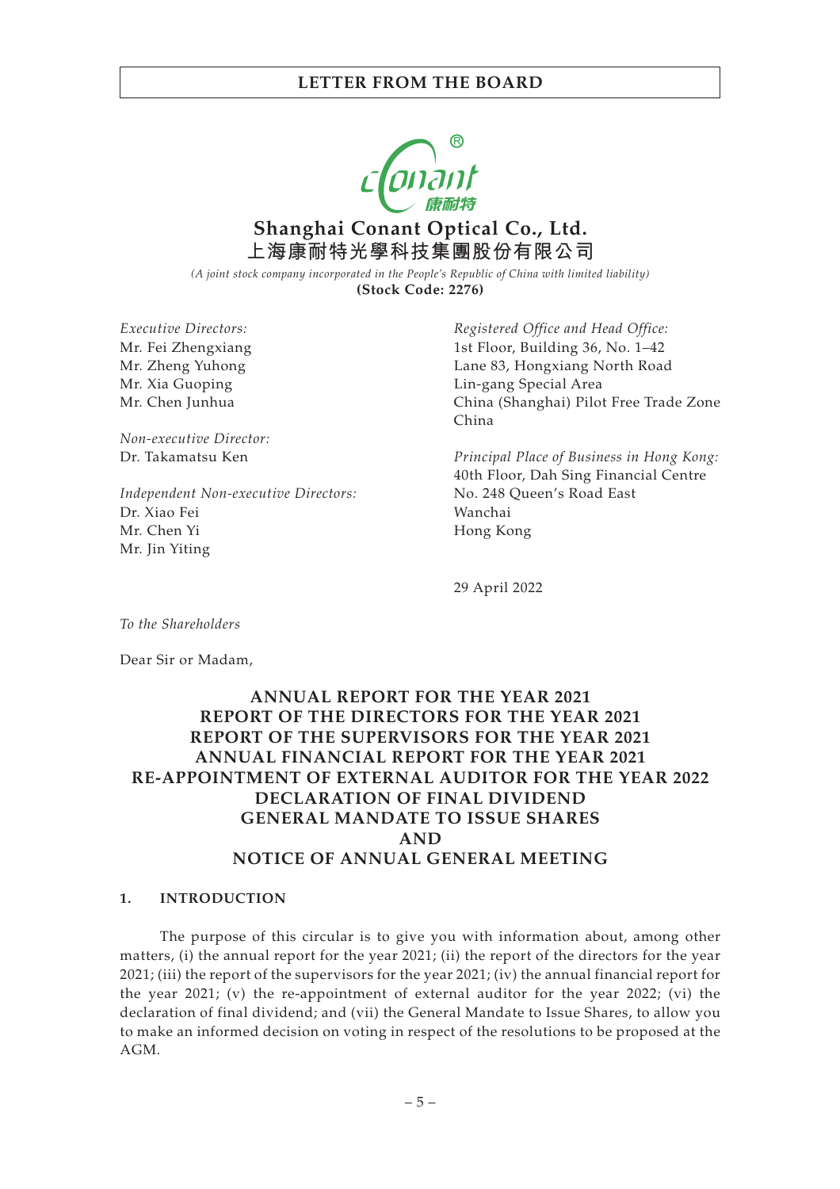# LETTER FROM THE BOARD

**Shanghai Conant Optical Co., Ltd.**
**上海康耐特光學科技集團股份有限公司**

*(A joint stock company incorporated in the People's Republic of China with limited liability)*
**(Stock Code: 2276)**

*Executive Directors:*
Mr. Fei Zhengxiang
Mr. Zheng Yuhong
Mr. Xia Guoping
Mr. Chen Junhua

*Non-executive Director:*
Dr. Takamatsu Ken

*Independent Non-executive Directors:*
Dr. Xiao Fei
Mr. Chen Yi
Mr. Jin Yiting

*Registered Office and Head Office:*
1st Floor, Building 36, No. 1–42
Lane 83, Hongxiang North Road
Lin-gang Special Area
China (Shanghai) Pilot Free Trade Zone
China

*Principal Place of Business in Hong Kong:*
40th Floor, Dah Sing Financial Centre
No. 248 Queen's Road East
Wanchai
Hong Kong

29 April 2022

*To the Shareholders*

Dear Sir or Madam,

**ANNUAL REPORT FOR THE YEAR 2021**
**REPORT OF THE DIRECTORS FOR THE YEAR 2021**
**REPORT OF THE SUPERVISORS FOR THE YEAR 2021**
**ANNUAL FINANCIAL REPORT FOR THE YEAR 2021**
**RE-APPOINTMENT OF EXTERNAL AUDITOR FOR THE YEAR 2022**
**DECLARATION OF FINAL DIVIDEND**
**GENERAL MANDATE TO ISSUE SHARES**
**AND**
**NOTICE OF ANNUAL GENERAL MEETING**

## 1. INTRODUCTION

The purpose of this circular is to give you with information about, among other matters, (i) the annual report for the year 2021; (ii) the report of the directors for the year 2021; (iii) the report of the supervisors for the year 2021; (iv) the annual financial report for the year 2021; (v) the re-appointment of external auditor for the year 2022; (vi) the declaration of final dividend; and (vii) the General Mandate to Issue Shares, to allow you to make an informed decision on voting in respect of the resolutions to be proposed at the AGM.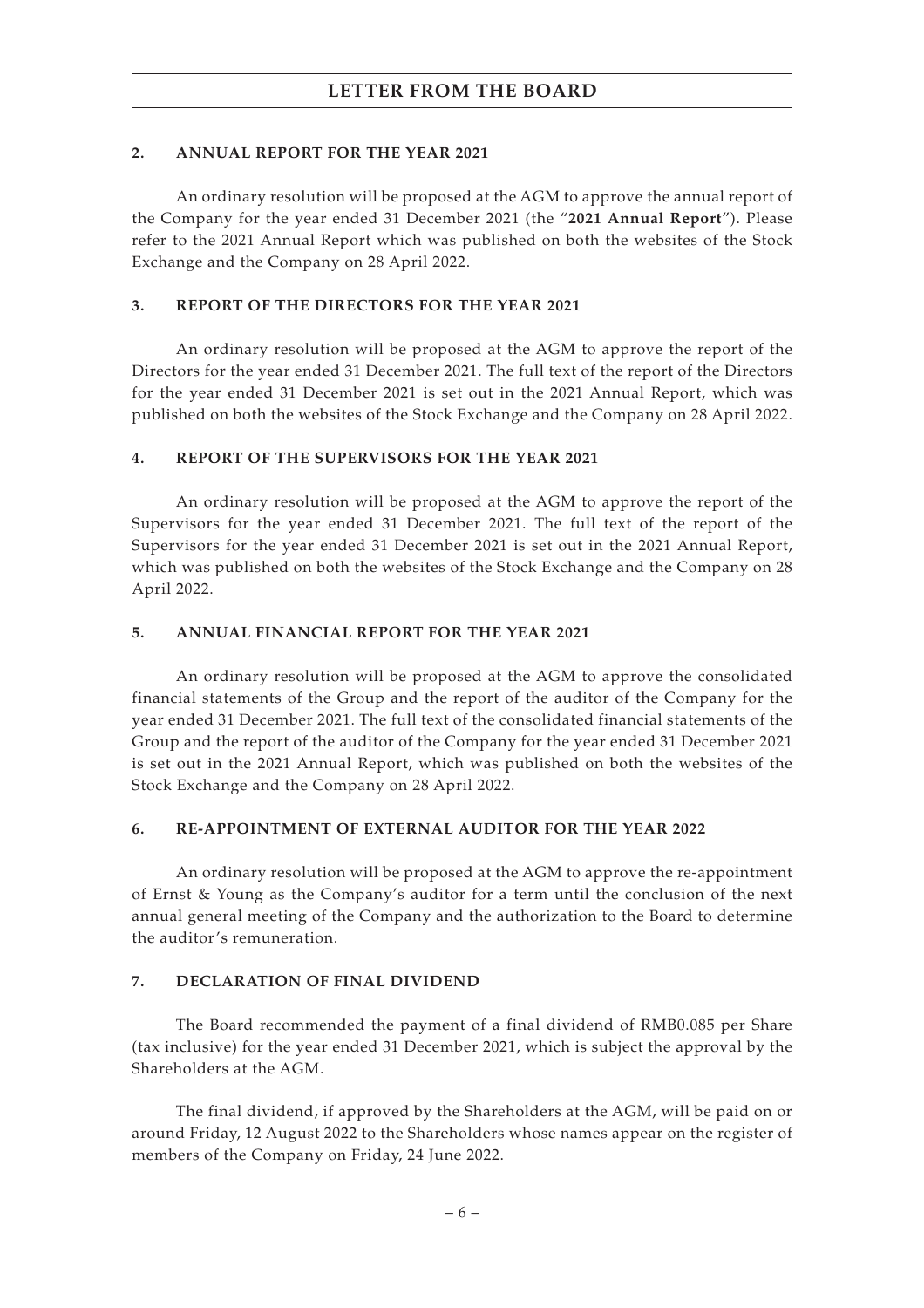## 2. ANNUAL REPORT FOR THE YEAR 2021

An ordinary resolution will be proposed at the AGM to approve the annual report of the Company for the year ended 31 December 2021 (the "**2021 Annual Report**"). Please refer to the 2021 Annual Report which was published on both the websites of the Stock Exchange and the Company on 28 April 2022.

## 3. REPORT OF THE DIRECTORS FOR THE YEAR 2021

An ordinary resolution will be proposed at the AGM to approve the report of the Directors for the year ended 31 December 2021. The full text of the report of the Directors for the year ended 31 December 2021 is set out in the 2021 Annual Report, which was published on both the websites of the Stock Exchange and the Company on 28 April 2022.

## 4. REPORT OF THE SUPERVISORS FOR THE YEAR 2021

An ordinary resolution will be proposed at the AGM to approve the report of the Supervisors for the year ended 31 December 2021. The full text of the report of the Supervisors for the year ended 31 December 2021 is set out in the 2021 Annual Report, which was published on both the websites of the Stock Exchange and the Company on 28 April 2022.

## 5. ANNUAL FINANCIAL REPORT FOR THE YEAR 2021

An ordinary resolution will be proposed at the AGM to approve the consolidated financial statements of the Group and the report of the auditor of the Company for the year ended 31 December 2021. The full text of the consolidated financial statements of the Group and the report of the auditor of the Company for the year ended 31 December 2021 is set out in the 2021 Annual Report, which was published on both the websites of the Stock Exchange and the Company on 28 April 2022.

## 6. RE-APPOINTMENT OF EXTERNAL AUDITOR FOR THE YEAR 2022

An ordinary resolution will be proposed at the AGM to approve the re-appointment of Ernst & Young as the Company's auditor for a term until the conclusion of the next annual general meeting of the Company and the authorization to the Board to determine the auditor's remuneration.

## 7. DECLARATION OF FINAL DIVIDEND

The Board recommended the payment of a final dividend of RMB0.085 per Share (tax inclusive) for the year ended 31 December 2021, which is subject the approval by the Shareholders at the AGM.

The final dividend, if approved by the Shareholders at the AGM, will be paid on or around Friday, 12 August 2022 to the Shareholders whose names appear on the register of members of the Company on Friday, 24 June 2022.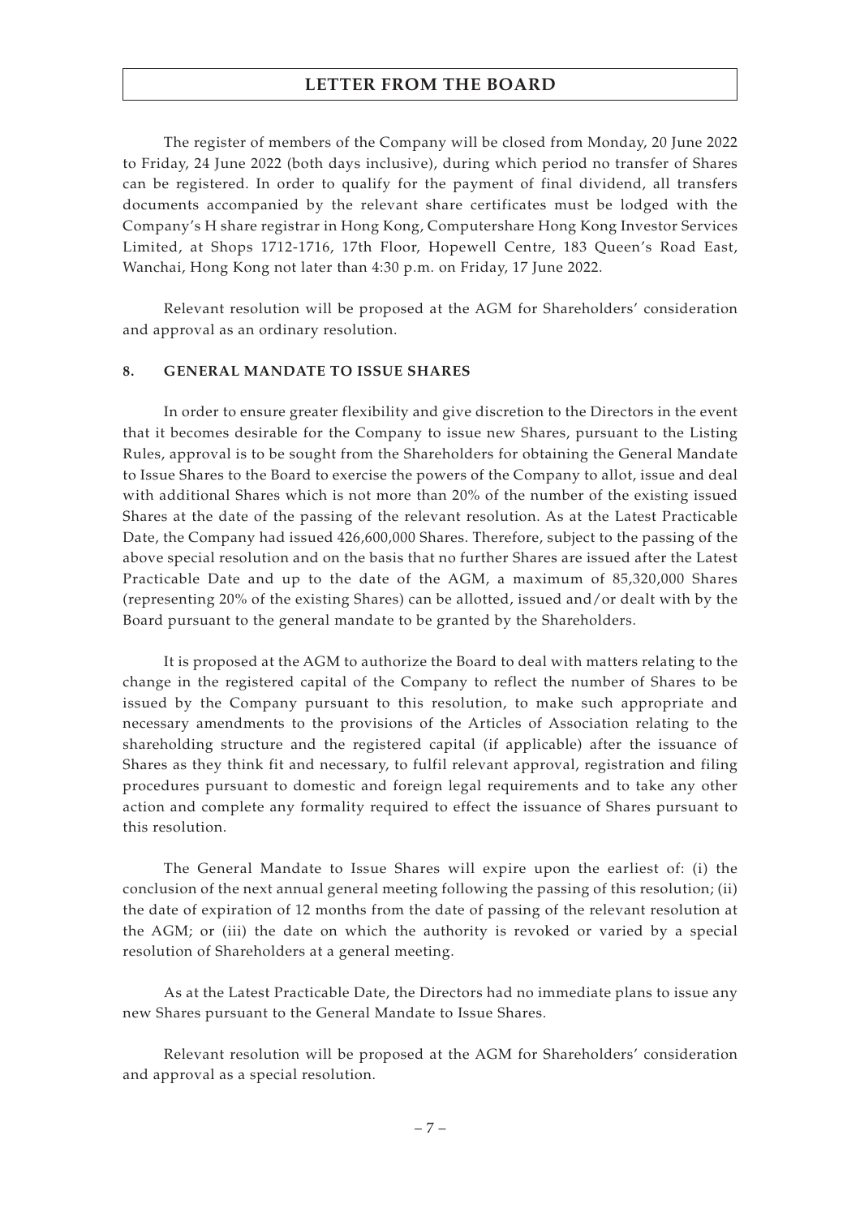The register of members of the Company will be closed from Monday, 20 June 2022 to Friday, 24 June 2022 (both days inclusive), during which period no transfer of Shares can be registered. In order to qualify for the payment of final dividend, all transfers documents accompanied by the relevant share certificates must be lodged with the Company's H share registrar in Hong Kong, Computershare Hong Kong Investor Services Limited, at Shops 1712-1716, 17th Floor, Hopewell Centre, 183 Queen's Road East, Wanchai, Hong Kong not later than 4:30 p.m. on Friday, 17 June 2022.

Relevant resolution will be proposed at the AGM for Shareholders' consideration and approval as an ordinary resolution.

## 8. GENERAL MANDATE TO ISSUE SHARES

In order to ensure greater flexibility and give discretion to the Directors in the event that it becomes desirable for the Company to issue new Shares, pursuant to the Listing Rules, approval is to be sought from the Shareholders for obtaining the General Mandate to Issue Shares to the Board to exercise the powers of the Company to allot, issue and deal with additional Shares which is not more than 20% of the number of the existing issued Shares at the date of the passing of the relevant resolution. As at the Latest Practicable Date, the Company had issued 426,600,000 Shares. Therefore, subject to the passing of the above special resolution and on the basis that no further Shares are issued after the Latest Practicable Date and up to the date of the AGM, a maximum of 85,320,000 Shares (representing 20% of the existing Shares) can be allotted, issued and/or dealt with by the Board pursuant to the general mandate to be granted by the Shareholders.

It is proposed at the AGM to authorize the Board to deal with matters relating to the change in the registered capital of the Company to reflect the number of Shares to be issued by the Company pursuant to this resolution, to make such appropriate and necessary amendments to the provisions of the Articles of Association relating to the shareholding structure and the registered capital (if applicable) after the issuance of Shares as they think fit and necessary, to fulfil relevant approval, registration and filing procedures pursuant to domestic and foreign legal requirements and to take any other action and complete any formality required to effect the issuance of Shares pursuant to this resolution.

The General Mandate to Issue Shares will expire upon the earliest of: (i) the conclusion of the next annual general meeting following the passing of this resolution; (ii) the date of expiration of 12 months from the date of passing of the relevant resolution at the AGM; or (iii) the date on which the authority is revoked or varied by a special resolution of Shareholders at a general meeting.

As at the Latest Practicable Date, the Directors had no immediate plans to issue any new Shares pursuant to the General Mandate to Issue Shares.

Relevant resolution will be proposed at the AGM for Shareholders' consideration and approval as a special resolution.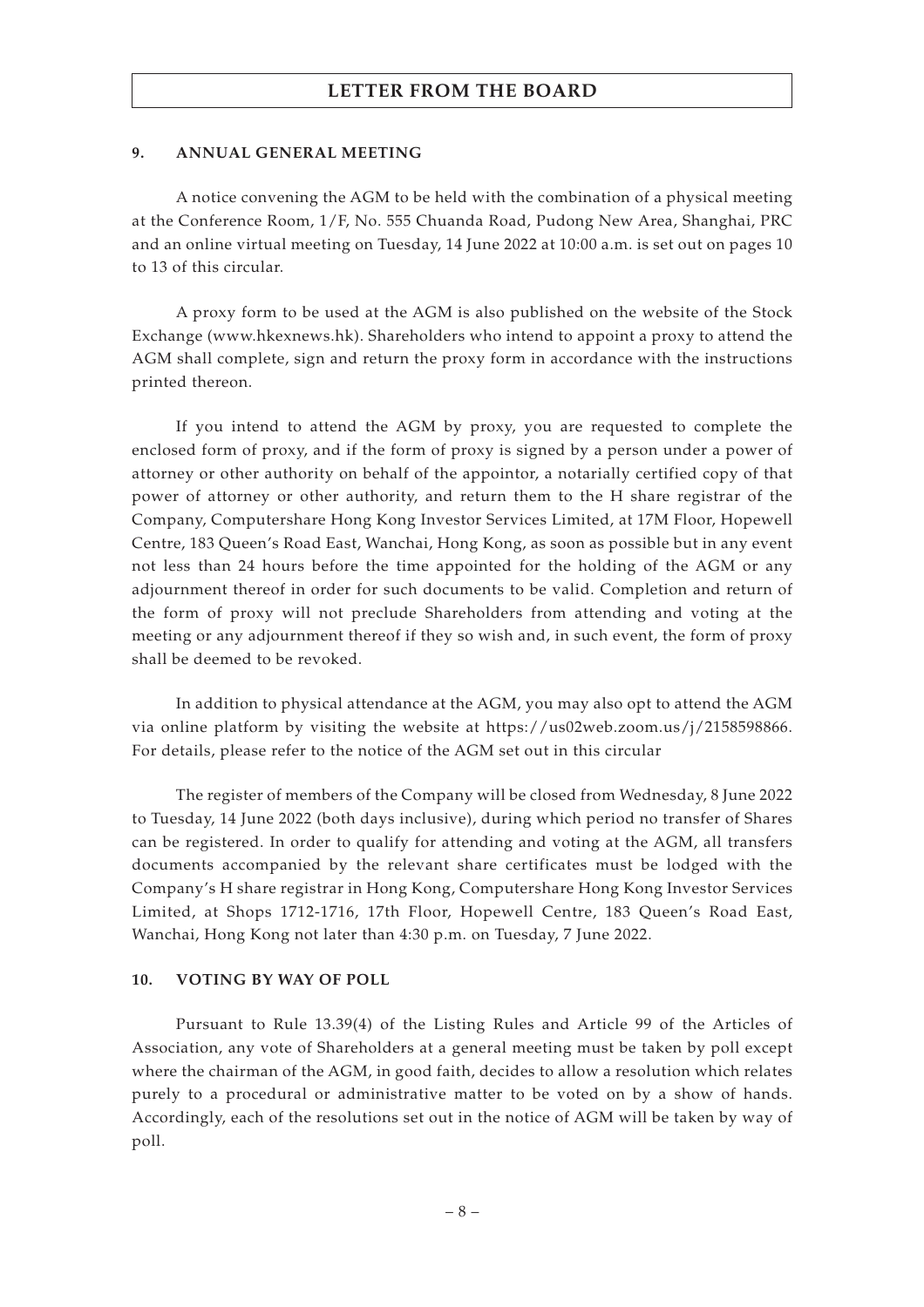## 9. ANNUAL GENERAL MEETING

A notice convening the AGM to be held with the combination of a physical meeting at the Conference Room, 1/F, No. 555 Chuanda Road, Pudong New Area, Shanghai, PRC and an online virtual meeting on Tuesday, 14 June 2022 at 10:00 a.m. is set out on pages 10 to 13 of this circular.

A proxy form to be used at the AGM is also published on the website of the Stock Exchange (www.hkexnews.hk). Shareholders who intend to appoint a proxy to attend the AGM shall complete, sign and return the proxy form in accordance with the instructions printed thereon.

If you intend to attend the AGM by proxy, you are requested to complete the enclosed form of proxy, and if the form of proxy is signed by a person under a power of attorney or other authority on behalf of the appointor, a notarially certified copy of that power of attorney or other authority, and return them to the H share registrar of the Company, Computershare Hong Kong Investor Services Limited, at 17M Floor, Hopewell Centre, 183 Queen's Road East, Wanchai, Hong Kong, as soon as possible but in any event not less than 24 hours before the time appointed for the holding of the AGM or any adjournment thereof in order for such documents to be valid. Completion and return of the form of proxy will not preclude Shareholders from attending and voting at the meeting or any adjournment thereof if they so wish and, in such event, the form of proxy shall be deemed to be revoked.

In addition to physical attendance at the AGM, you may also opt to attend the AGM via online platform by visiting the website at https://us02web.zoom.us/j/2158598866. For details, please refer to the notice of the AGM set out in this circular

The register of members of the Company will be closed from Wednesday, 8 June 2022 to Tuesday, 14 June 2022 (both days inclusive), during which period no transfer of Shares can be registered. In order to qualify for attending and voting at the AGM, all transfers documents accompanied by the relevant share certificates must be lodged with the Company's H share registrar in Hong Kong, Computershare Hong Kong Investor Services Limited, at Shops 1712-1716, 17th Floor, Hopewell Centre, 183 Queen's Road East, Wanchai, Hong Kong not later than 4:30 p.m. on Tuesday, 7 June 2022.

## 10. VOTING BY WAY OF POLL

Pursuant to Rule 13.39(4) of the Listing Rules and Article 99 of the Articles of Association, any vote of Shareholders at a general meeting must be taken by poll except where the chairman of the AGM, in good faith, decides to allow a resolution which relates purely to a procedural or administrative matter to be voted on by a show of hands. Accordingly, each of the resolutions set out in the notice of AGM will be taken by way of poll.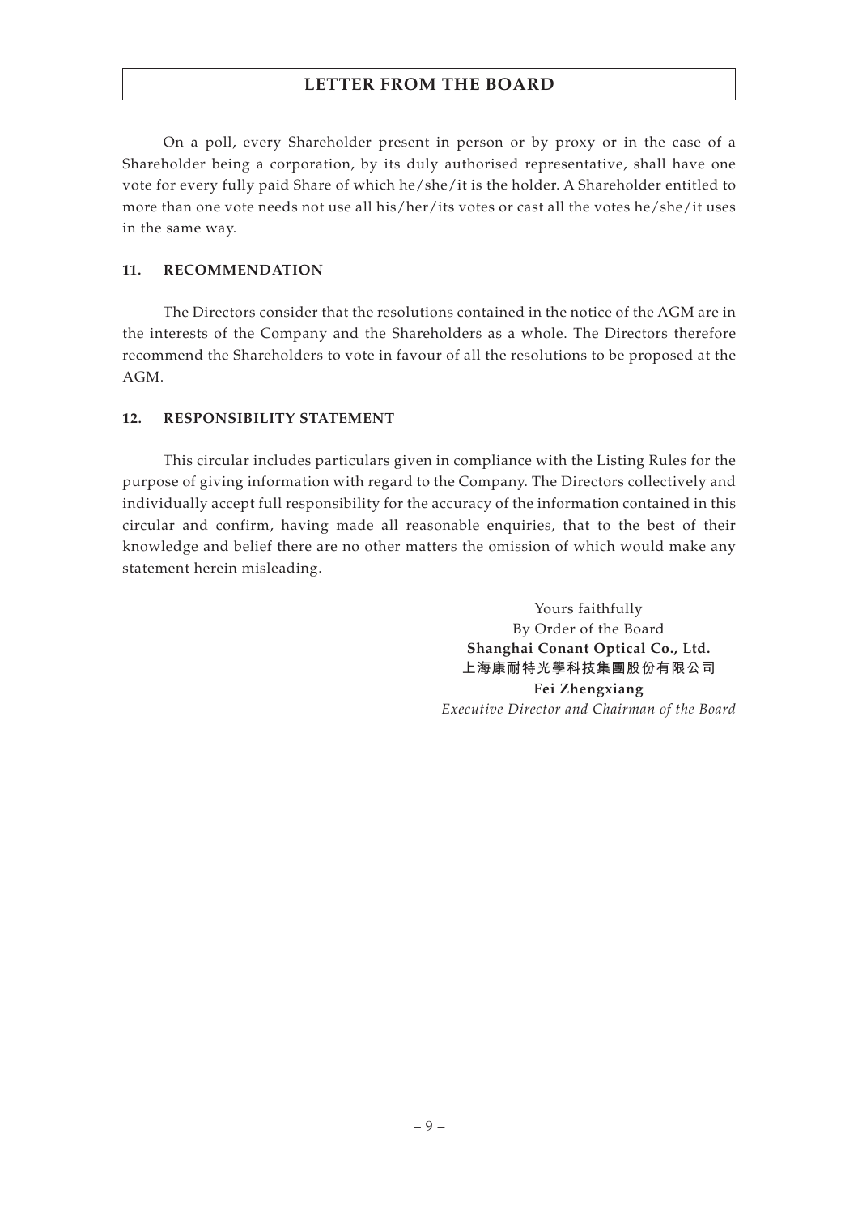On a poll, every Shareholder present in person or by proxy or in the case of a Shareholder being a corporation, by its duly authorised representative, shall have one vote for every fully paid Share of which he/she/it is the holder. A Shareholder entitled to more than one vote needs not use all his/her/its votes or cast all the votes he/she/it uses in the same way.

## 11. RECOMMENDATION

The Directors consider that the resolutions contained in the notice of the AGM are in the interests of the Company and the Shareholders as a whole. The Directors therefore recommend the Shareholders to vote in favour of all the resolutions to be proposed at the AGM.

## 12. RESPONSIBILITY STATEMENT

This circular includes particulars given in compliance with the Listing Rules for the purpose of giving information with regard to the Company. The Directors collectively and individually accept full responsibility for the accuracy of the information contained in this circular and confirm, having made all reasonable enquiries, that to the best of their knowledge and belief there are no other matters the omission of which would make any statement herein misleading.

Yours faithfully
By Order of the Board
**Shanghai Conant Optical Co., Ltd.**
**上海康耐特光學科技集團股份有限公司**
**Fei Zhengxiang**
*Executive Director and Chairman of the Board*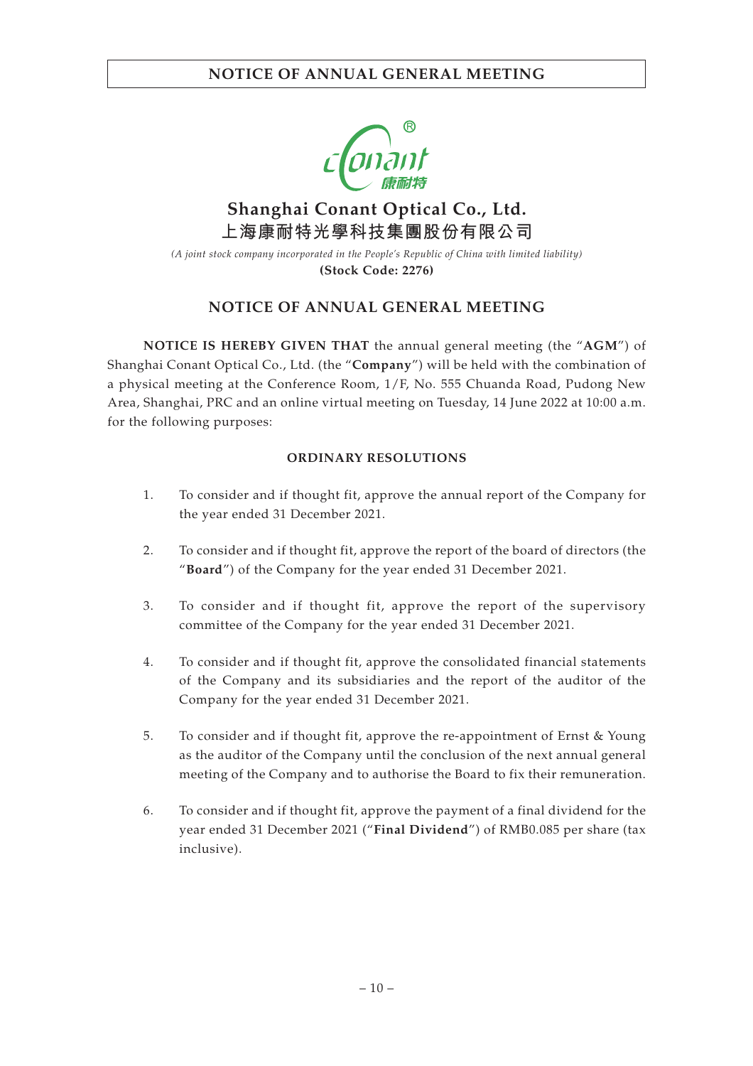# Shanghai Conant Optical Co., Ltd.

# 上海康耐特光學科技集團股份有限公司

*(A joint stock company incorporated in the People's Republic of China with limited liability)*

**(Stock Code: 2276)**

## NOTICE OF ANNUAL GENERAL MEETING

**NOTICE IS HEREBY GIVEN THAT** the annual general meeting (the "**AGM**") of Shanghai Conant Optical Co., Ltd. (the "**Company**") will be held with the combination of a physical meeting at the Conference Room, 1/F, No. 555 Chuanda Road, Pudong New Area, Shanghai, PRC and an online virtual meeting on Tuesday, 14 June 2022 at 10:00 a.m. for the following purposes:

### ORDINARY RESOLUTIONS

1. To consider and if thought fit, approve the annual report of the Company for the year ended 31 December 2021.

2. To consider and if thought fit, approve the report of the board of directors (the "**Board**") of the Company for the year ended 31 December 2021.

3. To consider and if thought fit, approve the report of the supervisory committee of the Company for the year ended 31 December 2021.

4. To consider and if thought fit, approve the consolidated financial statements of the Company and its subsidiaries and the report of the auditor of the Company for the year ended 31 December 2021.

5. To consider and if thought fit, approve the re-appointment of Ernst & Young as the auditor of the Company until the conclusion of the next annual general meeting of the Company and to authorise the Board to fix their remuneration.

6. To consider and if thought fit, approve the payment of a final dividend for the year ended 31 December 2021 ("**Final Dividend**") of RMB0.085 per share (tax inclusive).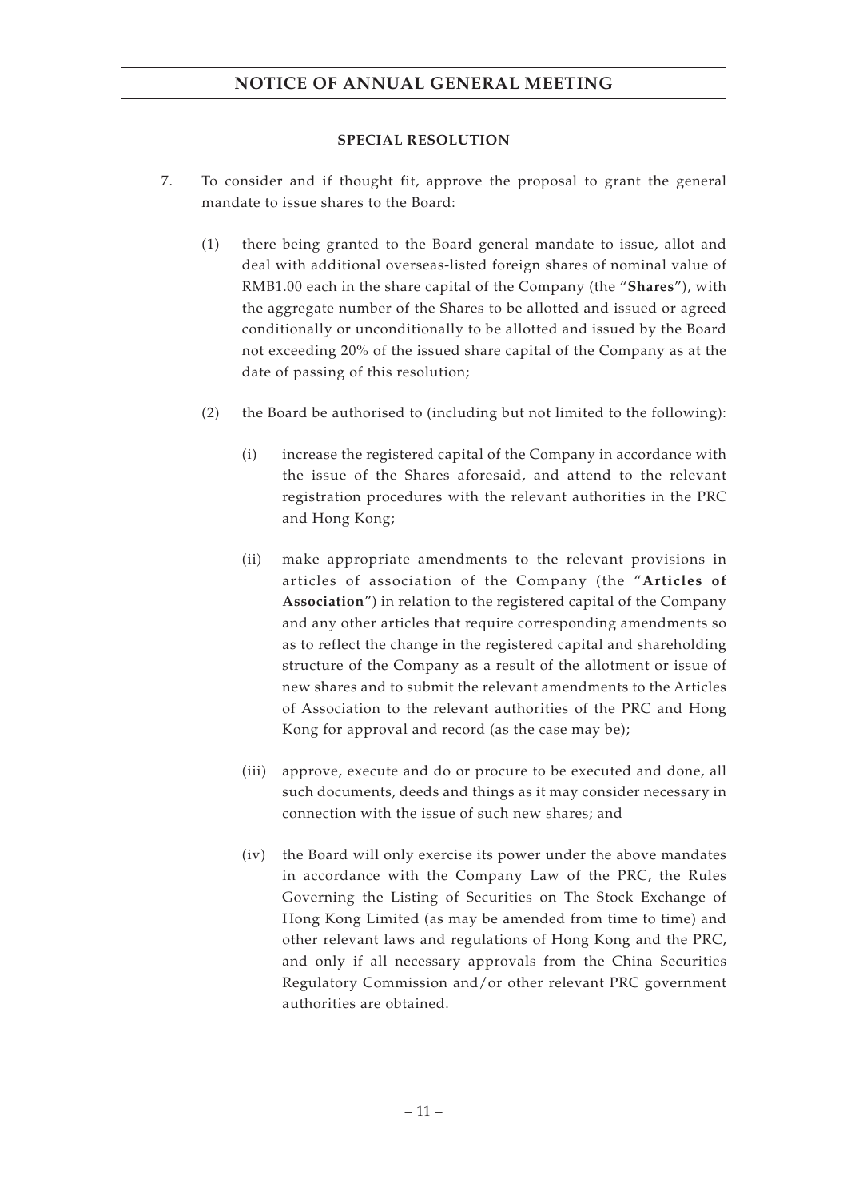**SPECIAL RESOLUTION**

7. To consider and if thought fit, approve the proposal to grant the general mandate to issue shares to the Board:

   (1) there being granted to the Board general mandate to issue, allot and deal with additional overseas-listed foreign shares of nominal value of RMB1.00 each in the share capital of the Company (the "**Shares**"), with the aggregate number of the Shares to be allotted and issued or agreed conditionally or unconditionally to be allotted and issued by the Board not exceeding 20% of the issued share capital of the Company as at the date of passing of this resolution;

   (2) the Board be authorised to (including but not limited to the following):

      (i) increase the registered capital of the Company in accordance with the issue of the Shares aforesaid, and attend to the relevant registration procedures with the relevant authorities in the PRC and Hong Kong;

      (ii) make appropriate amendments to the relevant provisions in articles of association of the Company (the "**Articles of Association**") in relation to the registered capital of the Company and any other articles that require corresponding amendments so as to reflect the change in the registered capital and shareholding structure of the Company as a result of the allotment or issue of new shares and to submit the relevant amendments to the Articles of Association to the relevant authorities of the PRC and Hong Kong for approval and record (as the case may be);

      (iii) approve, execute and do or procure to be executed and done, all such documents, deeds and things as it may consider necessary in connection with the issue of such new shares; and

      (iv) the Board will only exercise its power under the above mandates in accordance with the Company Law of the PRC, the Rules Governing the Listing of Securities on The Stock Exchange of Hong Kong Limited (as may be amended from time to time) and other relevant laws and regulations of Hong Kong and the PRC, and only if all necessary approvals from the China Securities Regulatory Commission and/or other relevant PRC government authorities are obtained.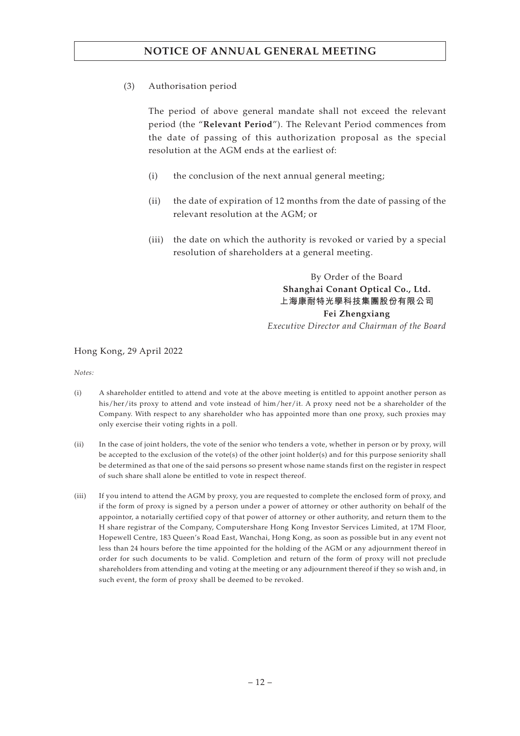(3) Authorisation period

The period of above general mandate shall not exceed the relevant period (the "**Relevant Period**"). The Relevant Period commences from the date of passing of this authorization proposal as the special resolution at the AGM ends at the earliest of:

(i) the conclusion of the next annual general meeting;

(ii) the date of expiration of 12 months from the date of passing of the relevant resolution at the AGM; or

(iii) the date on which the authority is revoked or varied by a special resolution of shareholders at a general meeting.

By Order of the Board
**Shanghai Conant Optical Co., Ltd.**
**上海康耐特光學科技集團股份有限公司**
**Fei Zhengxiang**
*Executive Director and Chairman of the Board*

Hong Kong, 29 April 2022

*Notes:*

(i) A shareholder entitled to attend and vote at the above meeting is entitled to appoint another person as his/her/its proxy to attend and vote instead of him/her/it. A proxy need not be a shareholder of the Company. With respect to any shareholder who has appointed more than one proxy, such proxies may only exercise their voting rights in a poll.

(ii) In the case of joint holders, the vote of the senior who tenders a vote, whether in person or by proxy, will be accepted to the exclusion of the vote(s) of the other joint holder(s) and for this purpose seniority shall be determined as that one of the said persons so present whose name stands first on the register in respect of such share shall alone be entitled to vote in respect thereof.

(iii) If you intend to attend the AGM by proxy, you are requested to complete the enclosed form of proxy, and if the form of proxy is signed by a person under a power of attorney or other authority on behalf of the appointor, a notarially certified copy of that power of attorney or other authority, and return them to the H share registrar of the Company, Computershare Hong Kong Investor Services Limited, at 17M Floor, Hopewell Centre, 183 Queen's Road East, Wanchai, Hong Kong, as soon as possible but in any event not less than 24 hours before the time appointed for the holding of the AGM or any adjournment thereof in order for such documents to be valid. Completion and return of the form of proxy will not preclude shareholders from attending and voting at the meeting or any adjournment thereof if they so wish and, in such event, the form of proxy shall be deemed to be revoked.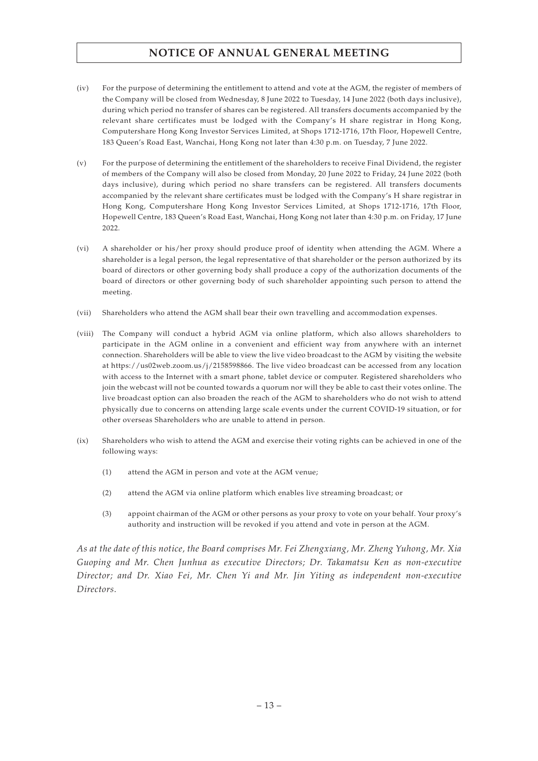# NOTICE OF ANNUAL GENERAL MEETING

(iv) For the purpose of determining the entitlement to attend and vote at the AGM, the register of members of the Company will be closed from Wednesday, 8 June 2022 to Tuesday, 14 June 2022 (both days inclusive), during which period no transfer of shares can be registered. All transfers documents accompanied by the relevant share certificates must be lodged with the Company's H share registrar in Hong Kong, Computershare Hong Kong Investor Services Limited, at Shops 1712-1716, 17th Floor, Hopewell Centre, 183 Queen's Road East, Wanchai, Hong Kong not later than 4:30 p.m. on Tuesday, 7 June 2022.

(v) For the purpose of determining the entitlement of the shareholders to receive Final Dividend, the register of members of the Company will also be closed from Monday, 20 June 2022 to Friday, 24 June 2022 (both days inclusive), during which period no share transfers can be registered. All transfers documents accompanied by the relevant share certificates must be lodged with the Company's H share registrar in Hong Kong, Computershare Hong Kong Investor Services Limited, at Shops 1712-1716, 17th Floor, Hopewell Centre, 183 Queen's Road East, Wanchai, Hong Kong not later than 4:30 p.m. on Friday, 17 June 2022.

(vi) A shareholder or his/her proxy should produce proof of identity when attending the AGM. Where a shareholder is a legal person, the legal representative of that shareholder or the person authorized by its board of directors or other governing body shall produce a copy of the authorization documents of the board of directors or other governing body of such shareholder appointing such person to attend the meeting.

(vii) Shareholders who attend the AGM shall bear their own travelling and accommodation expenses.

(viii) The Company will conduct a hybrid AGM via online platform, which also allows shareholders to participate in the AGM online in a convenient and efficient way from anywhere with an internet connection. Shareholders will be able to view the live video broadcast to the AGM by visiting the website at https://us02web.zoom.us/j/2158598866. The live video broadcast can be accessed from any location with access to the Internet with a smart phone, tablet device or computer. Registered shareholders who join the webcast will not be counted towards a quorum nor will they be able to cast their votes online. The live broadcast option can also broaden the reach of the AGM to shareholders who do not wish to attend physically due to concerns on attending large scale events under the current COVID-19 situation, or for other overseas Shareholders who are unable to attend in person.

(ix) Shareholders who wish to attend the AGM and exercise their voting rights can be achieved in one of the following ways:

   (1) attend the AGM in person and vote at the AGM venue;

   (2) attend the AGM via online platform which enables live streaming broadcast; or

   (3) appoint chairman of the AGM or other persons as your proxy to vote on your behalf. Your proxy's authority and instruction will be revoked if you attend and vote in person at the AGM.

*As at the date of this notice, the Board comprises Mr. Fei Zhengxiang, Mr. Zheng Yuhong, Mr. Xia Guoping and Mr. Chen Junhua as executive Directors; Dr. Takamatsu Ken as non-executive Director; and Dr. Xiao Fei, Mr. Chen Yi and Mr. Jin Yiting as independent non-executive Directors.*